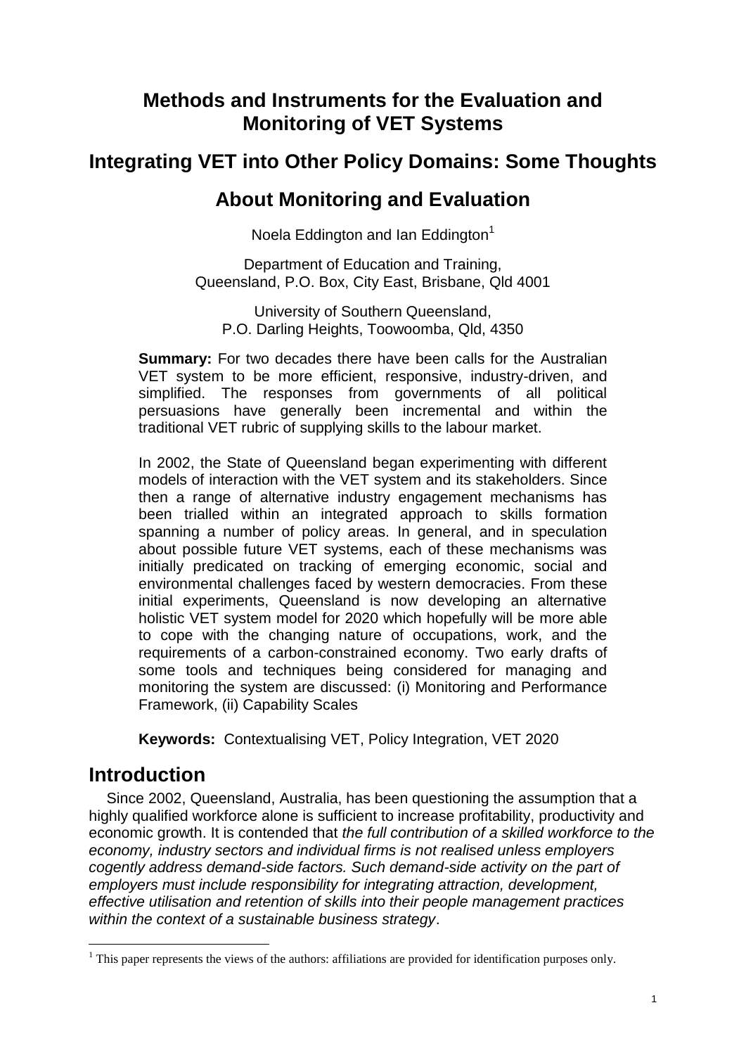# Methods and Instruments for the Evaluation and Monitoring of VET Systems

## Integrating VET into Other Policy Domains: Some Thoughts About Monitoring and Evaluation

Noela Eddington and Ian Eddington[1]

Department of Education and Training, Queensland, P.O. Box, City East, Brisbane, Qld 4001

University of Southern Queensland, P.O. Darling Heights, Toowoomba, Qld, 4350

**Summary:** For two decades there have been calls for the Australian VET system to be more efficient, responsive, industry-driven, and simplified. The responses from governments of all political persuasions have generally been incremental and within the traditional VET rubric of supplying skills to the labour market.

In 2002, the State of Queensland began experimenting with different models of interaction with the VET system and its stakeholders. Since then a range of alternative industry engagement mechanisms has been trialled within an integrated approach to skills formation spanning a number of policy areas. In general, and in speculation about possible future VET systems, each of these mechanisms was initially predicated on tracking of emerging economic, social and environmental challenges faced by western democracies. From these initial experiments, Queensland is now developing an alternative holistic VET system model for 2020 which hopefully will be more able to cope with the changing nature of occupations, work, and the requirements of a carbon-constrained economy. Two early drafts of some tools and techniques being considered for managing and monitoring the system are discussed: (i) Monitoring and Performance Framework, (ii) Capability Scales

**Keywords:** Contextualising VET, Policy Integration, VET 2020

# Introduction

Since 2002, Queensland, Australia, has been questioning the assumption that a highly qualified workforce alone is sufficient to increase profitability, productivity and economic growth. It is contended that *the full contribution of a skilled workforce to the economy, industry sectors and individual firms is not realised unless employers cogently address demand-side factors. Such demand-side activity on the part of employers must include responsibility for integrating attraction, development, effective utilisation and retention of skills into their people management practices within the context of a sustainable business strategy*.

[1] This paper represents the views of the authors: affiliations are provided for identification purposes only.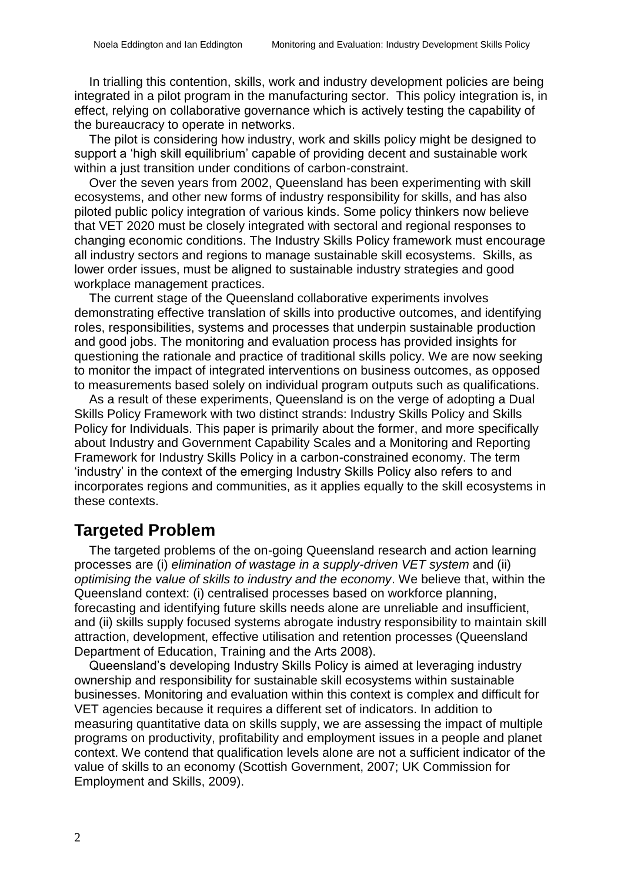In trialling this contention, skills, work and industry development policies are being integrated in a pilot program in the manufacturing sector. This policy integration is, in effect, relying on collaborative governance which is actively testing the capability of the bureaucracy to operate in networks.

The pilot is considering how industry, work and skills policy might be designed to support a 'high skill equilibrium' capable of providing decent and sustainable work within a just transition under conditions of carbon-constraint.

Over the seven years from 2002, Queensland has been experimenting with skill ecosystems, and other new forms of industry responsibility for skills, and has also piloted public policy integration of various kinds. Some policy thinkers now believe that VET 2020 must be closely integrated with sectoral and regional responses to changing economic conditions. The Industry Skills Policy framework must encourage all industry sectors and regions to manage sustainable skill ecosystems. Skills, as lower order issues, must be aligned to sustainable industry strategies and good workplace management practices.

The current stage of the Queensland collaborative experiments involves demonstrating effective translation of skills into productive outcomes, and identifying roles, responsibilities, systems and processes that underpin sustainable production and good jobs. The monitoring and evaluation process has provided insights for questioning the rationale and practice of traditional skills policy. We are now seeking to monitor the impact of integrated interventions on business outcomes, as opposed to measurements based solely on individual program outputs such as qualifications.

As a result of these experiments, Queensland is on the verge of adopting a Dual Skills Policy Framework with two distinct strands: Industry Skills Policy and Skills Policy for Individuals. This paper is primarily about the former, and more specifically about Industry and Government Capability Scales and a Monitoring and Reporting Framework for Industry Skills Policy in a carbon-constrained economy. The term 'industry' in the context of the emerging Industry Skills Policy also refers to and incorporates regions and communities, as it applies equally to the skill ecosystems in these contexts.

## Targeted Problem

The targeted problems of the on-going Queensland research and action learning processes are (i) *elimination of wastage in a supply-driven VET system* and (ii) *optimising the value of skills to industry and the economy*. We believe that, within the Queensland context: (i) centralised processes based on workforce planning, forecasting and identifying future skills needs alone are unreliable and insufficient, and (ii) skills supply focused systems abrogate industry responsibility to maintain skill attraction, development, effective utilisation and retention processes (Queensland Department of Education, Training and the Arts 2008).

Queensland's developing Industry Skills Policy is aimed at leveraging industry ownership and responsibility for sustainable skill ecosystems within sustainable businesses. Monitoring and evaluation within this context is complex and difficult for VET agencies because it requires a different set of indicators. In addition to measuring quantitative data on skills supply, we are assessing the impact of multiple programs on productivity, profitability and employment issues in a people and planet context. We contend that qualification levels alone are not a sufficient indicator of the value of skills to an economy (Scottish Government, 2007; UK Commission for Employment and Skills, 2009).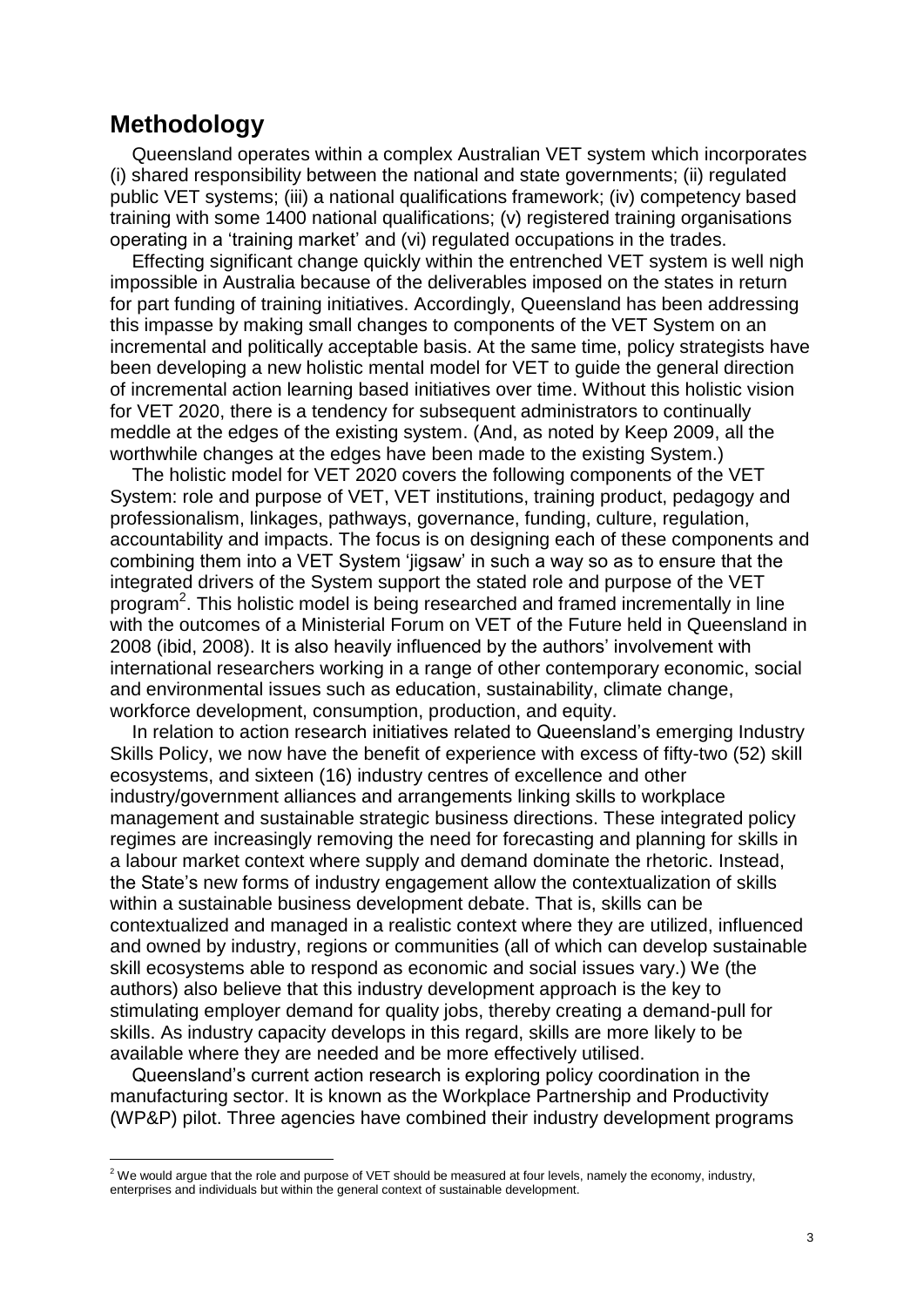## Methodology

Queensland operates within a complex Australian VET system which incorporates (i) shared responsibility between the national and state governments; (ii) regulated public VET systems; (iii) a national qualifications framework; (iv) competency based training with some 1400 national qualifications; (v) registered training organisations operating in a 'training market' and (vi) regulated occupations in the trades.

Effecting significant change quickly within the entrenched VET system is well nigh impossible in Australia because of the deliverables imposed on the states in return for part funding of training initiatives. Accordingly, Queensland has been addressing this impasse by making small changes to components of the VET System on an incremental and politically acceptable basis. At the same time, policy strategists have been developing a new holistic mental model for VET to guide the general direction of incremental action learning based initiatives over time. Without this holistic vision for VET 2020, there is a tendency for subsequent administrators to continually meddle at the edges of the existing system. (And, as noted by Keep 2009, all the worthwhile changes at the edges have been made to the existing System.)

The holistic model for VET 2020 covers the following components of the VET System: role and purpose of VET, VET institutions, training product, pedagogy and professionalism, linkages, pathways, governance, funding, culture, regulation, accountability and impacts. The focus is on designing each of these components and combining them into a VET System 'jigsaw' in such a way so as to ensure that the integrated drivers of the System support the stated role and purpose of the VET program[2]. This holistic model is being researched and framed incrementally in line with the outcomes of a Ministerial Forum on VET of the Future held in Queensland in 2008 (ibid, 2008). It is also heavily influenced by the authors' involvement with international researchers working in a range of other contemporary economic, social and environmental issues such as education, sustainability, climate change, workforce development, consumption, production, and equity.

In relation to action research initiatives related to Queensland's emerging Industry Skills Policy, we now have the benefit of experience with excess of fifty-two (52) skill ecosystems, and sixteen (16) industry centres of excellence and other industry/government alliances and arrangements linking skills to workplace management and sustainable strategic business directions. These integrated policy regimes are increasingly removing the need for forecasting and planning for skills in a labour market context where supply and demand dominate the rhetoric. Instead, the State's new forms of industry engagement allow the contextualization of skills within a sustainable business development debate. That is, skills can be contextualized and managed in a realistic context where they are utilized, influenced and owned by industry, regions or communities (all of which can develop sustainable skill ecosystems able to respond as economic and social issues vary.) We (the authors) also believe that this industry development approach is the key to stimulating employer demand for quality jobs, thereby creating a demand-pull for skills. As industry capacity develops in this regard, skills are more likely to be available where they are needed and be more effectively utilised.

Queensland's current action research is exploring policy coordination in the manufacturing sector. It is known as the Workplace Partnership and Productivity (WP&P) pilot. Three agencies have combined their industry development programs

[2] We would argue that the role and purpose of VET should be measured at four levels, namely the economy, industry, enterprises and individuals but within the general context of sustainable development.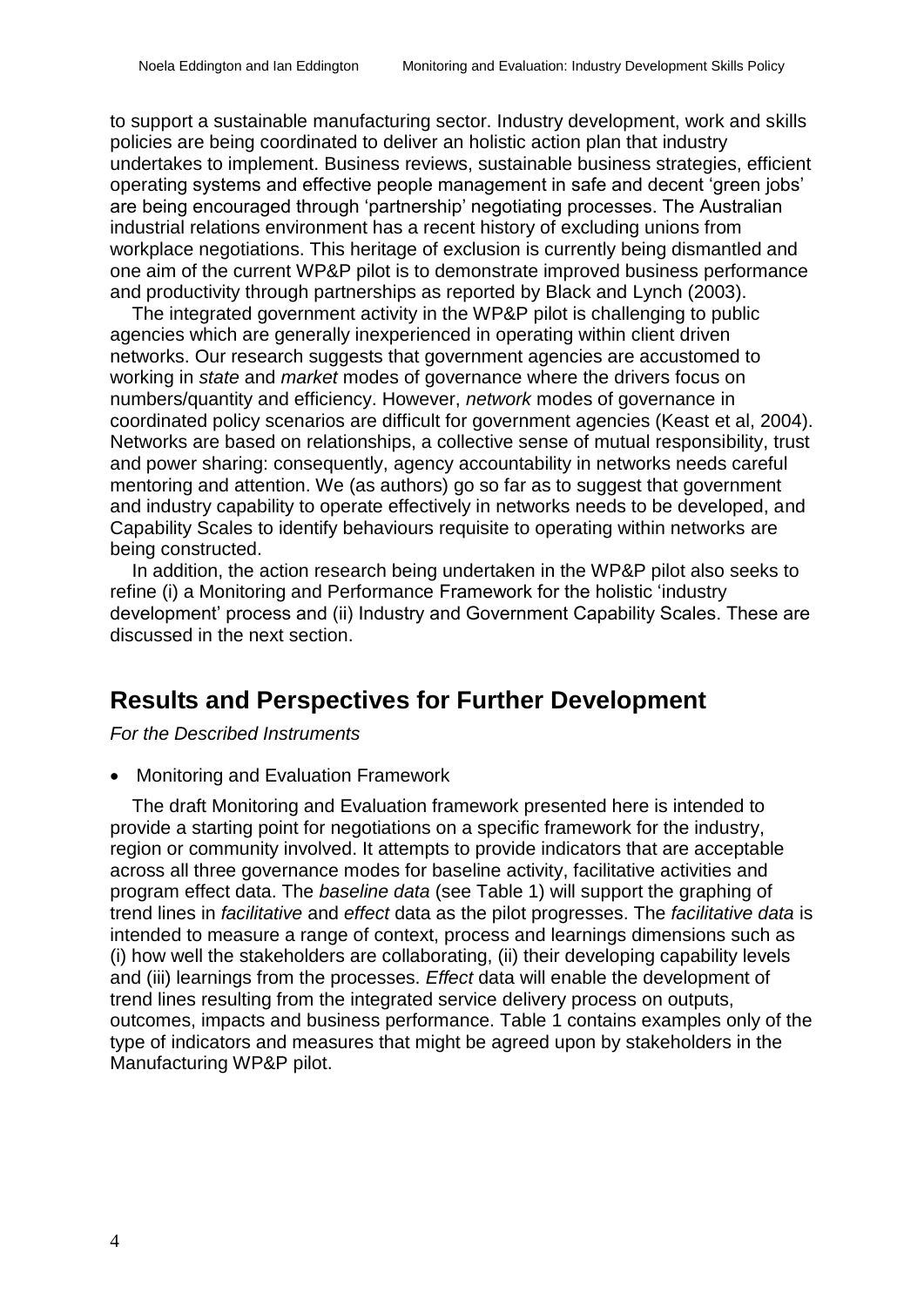to support a sustainable manufacturing sector. Industry development, work and skills policies are being coordinated to deliver an holistic action plan that industry undertakes to implement. Business reviews, sustainable business strategies, efficient operating systems and effective people management in safe and decent 'green jobs' are being encouraged through 'partnership' negotiating processes. The Australian industrial relations environment has a recent history of excluding unions from workplace negotiations. This heritage of exclusion is currently being dismantled and one aim of the current WP&P pilot is to demonstrate improved business performance and productivity through partnerships as reported by Black and Lynch (2003).

The integrated government activity in the WP&P pilot is challenging to public agencies which are generally inexperienced in operating within client driven networks. Our research suggests that government agencies are accustomed to working in *state* and *market* modes of governance where the drivers focus on numbers/quantity and efficiency. However, *network* modes of governance in coordinated policy scenarios are difficult for government agencies (Keast et al, 2004). Networks are based on relationships, a collective sense of mutual responsibility, trust and power sharing: consequently, agency accountability in networks needs careful mentoring and attention. We (as authors) go so far as to suggest that government and industry capability to operate effectively in networks needs to be developed, and Capability Scales to identify behaviours requisite to operating within networks are being constructed.

In addition, the action research being undertaken in the WP&P pilot also seeks to refine (i) a Monitoring and Performance Framework for the holistic 'industry development' process and (ii) Industry and Government Capability Scales. These are discussed in the next section.

## Results and Perspectives for Further Development

*For the Described Instruments*

- Monitoring and Evaluation Framework

The draft Monitoring and Evaluation framework presented here is intended to provide a starting point for negotiations on a specific framework for the industry, region or community involved. It attempts to provide indicators that are acceptable across all three governance modes for baseline activity, facilitative activities and program effect data. The *baseline data* (see Table 1) will support the graphing of trend lines in *facilitative* and *effect* data as the pilot progresses. The *facilitative data* is intended to measure a range of context, process and learnings dimensions such as (i) how well the stakeholders are collaborating, (ii) their developing capability levels and (iii) learnings from the processes. *Effect* data will enable the development of trend lines resulting from the integrated service delivery process on outputs, outcomes, impacts and business performance. Table 1 contains examples only of the type of indicators and measures that might be agreed upon by stakeholders in the Manufacturing WP&P pilot.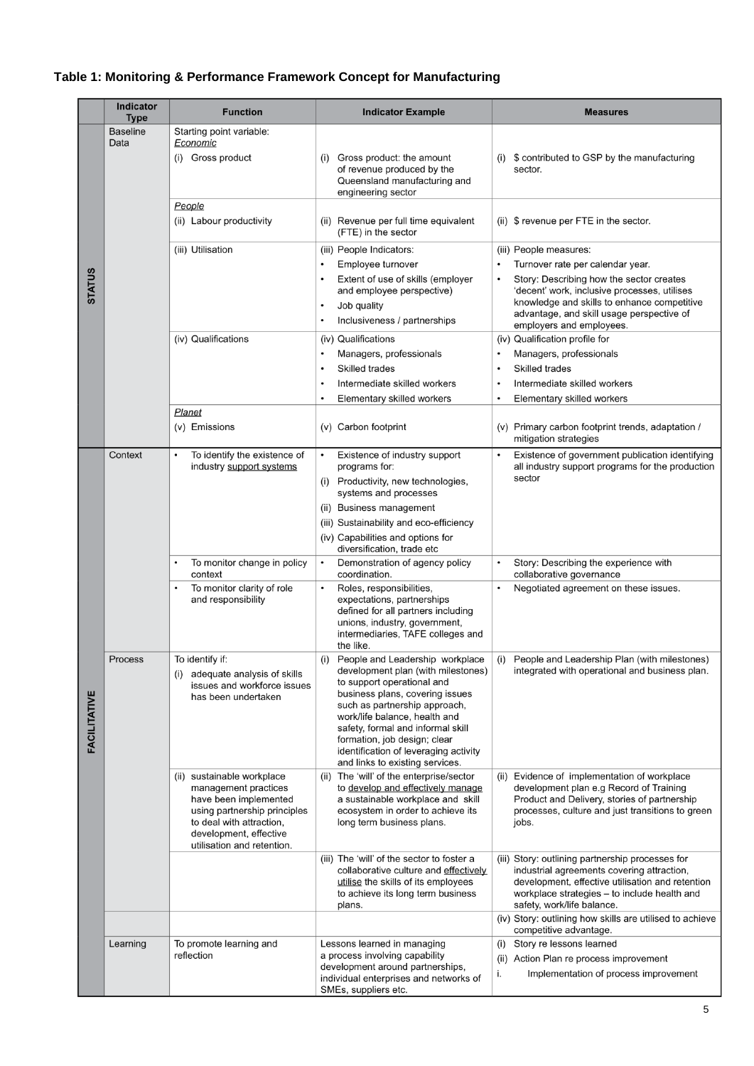**Table 1: Monitoring & Performance Framework Concept for Manufacturing**

| | Indicator Type | Function | Indicator Example | Measures |
|---|---|---|---|---|
| **STATUS** | Baseline Data | Starting point variable: *Economic* (i) Gross product | (i) Gross product: the amount of revenue produced by the Queensland manufacturing and engineering sector | (i) $ contributed to GSP by the manufacturing sector. |
| | | *People* (ii) Labour productivity | (ii) Revenue per full time equivalent (FTE) in the sector | (ii) $ revenue per FTE in the sector. |
| | | (iii) Utilisation | (iii) People Indicators: • Employee turnover • Extent of use of skills (employer and employee perspective) • Job quality • Inclusiveness / partnerships | (iii) People measures: • Turnover rate per calendar year. • Story: Describing how the sector creates 'decent' work, inclusive processes, utilises knowledge and skills to enhance competitive advantage, and skill usage perspective of employers and employees. |
| | | (iv) Qualifications | (iv) Qualifications • Managers, professionals • Skilled trades • Intermediate skilled workers • Elementary skilled workers | (iv) Qualification profile for • Managers, professionals • Skilled trades • Intermediate skilled workers • Elementary skilled workers |
| | | *Planet* (v) Emissions | (v) Carbon footprint | (v) Primary carbon footprint trends, adaptation / mitigation strategies |
| **FACILITATIVE** | Context | • To identify the existence of industry support systems | • Existence of industry support programs for: (i) Productivity, new technologies, systems and processes (ii) Business management (iii) Sustainability and eco-efficiency (iv) Capabilities and options for diversification, trade etc | • Existence of government publication identifying all industry support programs for the production sector |
| | | • To monitor change in policy context | • Demonstration of agency policy coordination. | • Story: Describing the experience with collaborative governance |
| | | • To monitor clarity of role and responsibility | • Roles, responsibilities, expectations, partnerships defined for all partners including unions, industry, government, intermediaries, TAFE colleges and the like. | • Negotiated agreement on these issues. |
| | Process | To identify if: (i) adequate analysis of skills issues and workforce issues has been undertaken | (i) People and Leadership workplace development plan (with milestones) to support operational and business plans, covering issues such as partnership approach, work/life balance, health and safety, formal and informal skill formation, job design; clear identification of leveraging activity and links to existing services. | (i) People and Leadership Plan (with milestones) integrated with operational and business plan. |
| | | (ii) sustainable workplace management practices have been implemented using partnership principles to deal with attraction, development, effective utilisation and retention. | (ii) The 'will' of the enterprise/sector to develop and effectively manage a sustainable workplace and skill ecosystem in order to achieve its long term business plans. | (ii) Evidence of implementation of workplace development plan e.g Record of Training Product and Delivery, stories of partnership processes, culture and just transitions to green jobs. |
| | | | (iii) The 'will' of the sector to foster a collaborative culture and effectively utilise the skills of its employees to achieve its long term business plans. | (iii) Story: outlining partnership processes for industrial agreements covering attraction, development, effective utilisation and retention workplace strategies – to include health and safety, work/life balance. |
| | | | | (iv) Story: outlining how skills are utilised to achieve competitive advantage. |
| | Learning | To promote learning and reflection | Lessons learned in managing a process involving capability development around partnerships, individual enterprises and networks of SMEs, suppliers etc. | (i) Story re lessons learned (ii) Action Plan re process improvement i. Implementation of process improvement |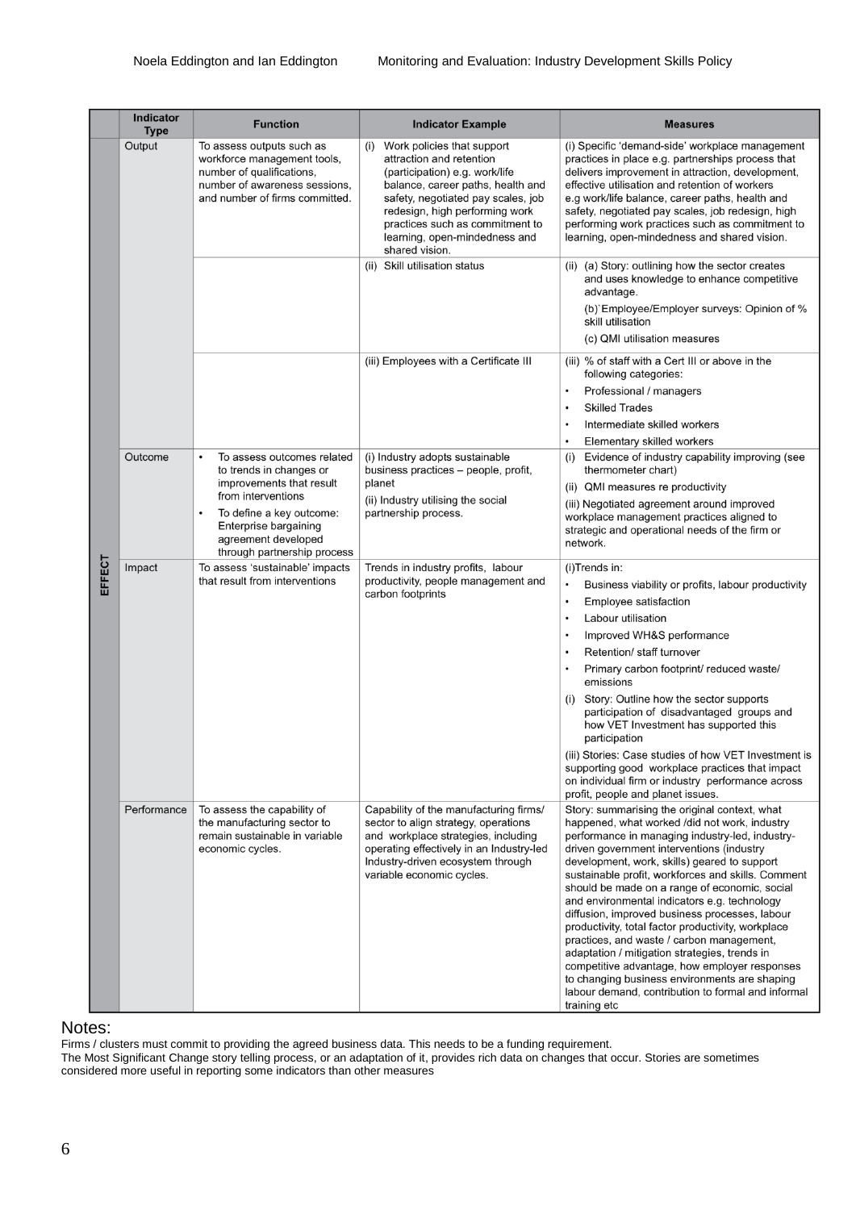| | Indicator Type | Function | Indicator Example | Measures |
|---|---|---|---|---|
| EFFECT | Output | To assess outputs such as workforce management tools, number of qualifications, number of awareness sessions, and number of firms committed. | (i) Work policies that support attraction and retention (participation) e.g. work/life balance, career paths, health and safety, negotiated pay scales, job redesign, high performing work practices such as commitment to learning, open-mindedness and shared vision. | (i) Specific 'demand-side' workplace management practices in place e.g. partnerships process that delivers improvement in attraction, development, effective utilisation and retention of workers e.g work/life balance, career paths, health and safety, negotiated pay scales, job redesign, high performing work practices such as commitment to learning, open-mindedness and shared vision. |
| | | | (ii) Skill utilisation status | (ii) (a) Story: outlining how the sector creates and uses knowledge to enhance competitive advantage. (b) Employee/Employer surveys: Opinion of % skill utilisation (c) QMI utilisation measures |
| | | | (iii) Employees with a Certificate III | (iii) % of staff with a Cert III or above in the following categories: • Professional / managers • Skilled Trades • Intermediate skilled workers • Elementary skilled workers |
| | Outcome | • To assess outcomes related to trends in changes or improvements that result from interventions • To define a key outcome: Enterprise bargaining agreement developed through partnership process | (i) Industry adopts sustainable business practices – people, profit, planet (ii) Industry utilising the social partnership process. | (i) Evidence of industry capability improving (see thermometer chart) (ii) QMI measures re productivity (iii) Negotiated agreement around improved workplace management practices aligned to strategic and operational needs of the firm or network. |
| | Impact | To assess 'sustainable' impacts that result from interventions | Trends in industry profits, labour productivity, people management and carbon footprints | (i)Trends in: • Business viability or profits, labour productivity • Employee satisfaction • Labour utilisation • Improved WH&S performance • Retention/ staff turnover • Primary carbon footprint/ reduced waste/ emissions (i) Story: Outline how the sector supports participation of disadvantaged groups and how VET Investment has supported this participation (iii) Stories: Case studies of how VET Investment is supporting good workplace practices that impact on individual firm or industry performance across profit, people and planet issues. |
| | Performance | To assess the capability of the manufacturing sector to remain sustainable in variable economic cycles. | Capability of the manufacturing firms/ sector to align strategy, operations and workplace strategies, including operating effectively in an Industry-led Industry-driven ecosystem through variable economic cycles. | Story: summarising the original context, what happened, what worked /did not work, industry performance in managing industry-led, industry-driven government interventions (industry development, work, skills) geared to support sustainable profit, workforces and skills. Comment should be made on a range of economic, social and environmental indicators e.g. technology diffusion, improved business processes, labour productivity, total factor productivity, workplace practices, and waste / carbon management, adaptation / mitigation strategies, trends in competitive advantage, how employer responses to changing business environments are shaping labour demand, contribution to formal and informal training etc |

Notes:

Firms / clusters must commit to providing the agreed business data. This needs to be a funding requirement.

The Most Significant Change story telling process, or an adaptation of it, provides rich data on changes that occur. Stories are sometimes considered more useful in reporting some indicators than other measures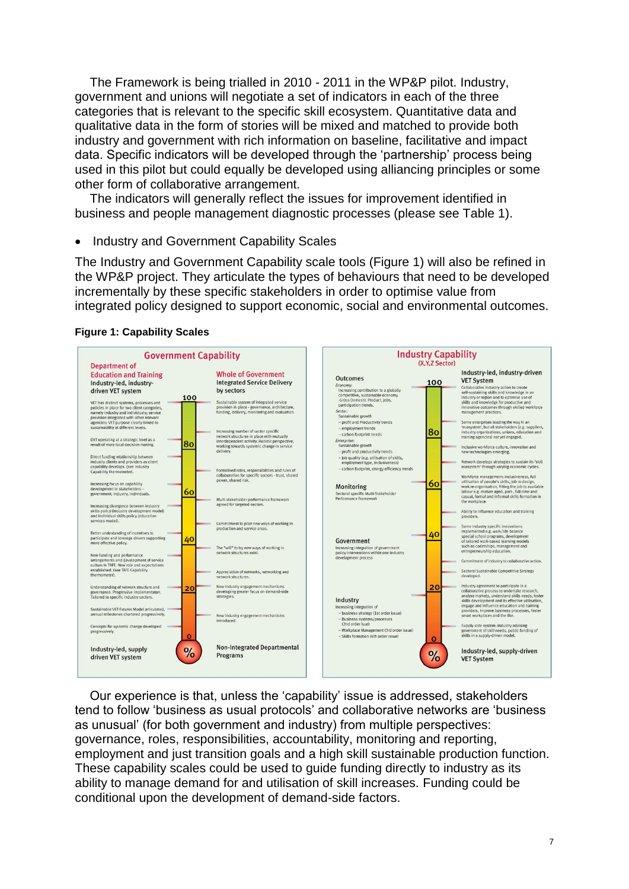The Framework is being trialled in 2010 - 2011 in the WP&P pilot. Industry, government and unions will negotiate a set of indicators in each of the three categories that is relevant to the specific skill ecosystem. Quantitative data and qualitative data in the form of stories will be mixed and matched to provide both industry and government with rich information on baseline, facilitative and impact data. Specific indicators will be developed through the 'partnership' process being used in this pilot but could equally be developed using alliancing principles or some other form of collaborative arrangement.

The indicators will generally reflect the issues for improvement identified in business and people management diagnostic processes (please see Table 1).

- Industry and Government Capability Scales

The Industry and Government Capability scale tools (Figure 1) will also be refined in the WP&P project. They articulate the types of behaviours that need to be developed incrementally by these specific stakeholders in order to optimise value from integrated policy designed to support economic, social and environmental outcomes.

**Figure 1: Capability Scales**

**Government Capability**

Department of Education and Training — Industry-led, industry-driven VET system (100) to Industry-led, supply driven VET system (0)

- VET has distinct systems, processes and policies in place for two client categories, namely industry and individuals; service provision integrated with other relevant agencies; VET purpose clearly linked to sustainability at different levels.
- DET operating at a strategic level as a result of more local decision making.
- Direct funding relationship between industry clients and providers as client capability develops. (see Industry Capability thermometer).
- Increasing focus on capability development in stakeholders – government, industry, individuals.
- Increasing divergence between industry skills policy (industry development model) and individual skills policy (education services model).
- Better understanding of incentives to participate and leverage drivers supporting more effective policy.
- New funding and performance arrangements and development of service culture in TAFE. New role and expectations established. (see TAFE Capability thermometer).
- Understanding of network structure and governance. Progressive implementation. Tailored to specific industry sectors.
- Sustainable VET Futures Model articulated, annual milestones chartered progressively.
- Concepts for systemic change developed progressively.

Whole of Government — Integrated Service Delivery by sectors (100) to Non-Integrated Departmental Programs (0)

- Sustainable system of integrated service provision in place - governance, architecture, funding, delivery, monitoring and evaluation.
- Increasing number of sector specific network structures in place with mutually interdependent activity. Holistic perspective, working towards systemic change in service delivery.
- Formalised roles, responsibilities and rules of collaboration for specific sectors - trust, shared power, shared risk.
- Multi stakeholder performance framework agreed for targeted sectors.
- Commitment to pilot new ways of working in production and service areas.
- The "will" to try new ways of working in network structures exist.
- Appreciation of networks, networking and network structures.
- New industry engagement mechanisms developing greater focus on demand-side strategies.
- New industry engagement mechanisms introduced.

**Industry Capability** (X,Y,Z Sector)

Outcomes

- *Economy:* Increasing contribution to a globally competitive, sustainable economy - Gross Domestic Product, jobs, participation trends.
- *Sector:* Sustainable growth – profit and Productivity trends – employment trends – carbon footprint trends
- *Enterprise:* Sustainable growth – profit and productivity trends – job quality (e.g. utilisation of skills, employment type, inclusiveness) – carbon footprint, energy efficiency trends

Monitoring

- Sectoral specific Multi-Stakeholder Performance Framework

Government

- Increasing integration of government policy interventions within one industry development process

Industry

- Increasing integration of – business strategy (1st order issue) – Business systems/processes (2nd order issue) – Workplace Management (3rd order issue) – Skills formation (4th order issue)

Industry-led, industry-driven VET System (100) to Industry-led, supply-driven VET System (0)

- Collaborative industry action to create self-sustaining skills and knowledge in an industry or region and to optimise use of skills and knowledge for productive and innovative outcomes through skilled workforce management practices.
- Some enterprises leading the way in an 'ecosystem', but all stakeholders (e.g. suppliers, industry organisations, unions, education and training agencies) not yet engaged.
- Inclusive workforce culture, innovation and new technologies emerging.
- Network develops strategies to sustain its 'skill ecosystem' through varying economic cycles.
- Workforce management: inclusiveness, full utilisation of people's skills, job re-design, work re-organisation, fitting the job to available labour e.g. mature aged, part-, full-time and casual, formal and informal skills formation in the workplace.
- Ability to influence education and training providers.
- Some industry specific innovations implemented e.g. work/life balance special school programs, development of tailored work-based learning models such as cadetships, management and entrepreneurship education.
- Commitment of industry to collaborative action.
- Sectoral Sustainable Competitive Strategy developed.
- Industry agreement to participate in a collaborative process to undertake research, analyse markets, understand skills needs, foster skills development and its effective utilisation, engage and influence education and training providers, improve business processes, foster smart workplaces and the like.
- Supply-side system: industry advising government of skill needs, public funding of skills in a supply-driven model.

Our experience is that, unless the 'capability' issue is addressed, stakeholders tend to follow 'business as usual protocols' and collaborative networks are 'business as unusual' (for both government and industry) from multiple perspectives: governance, roles, responsibilities, accountability, monitoring and reporting, employment and just transition goals and a high skill sustainable production function. These capability scales could be used to guide funding directly to industry as its ability to manage demand for and utilisation of skill increases. Funding could be conditional upon the development of demand-side factors.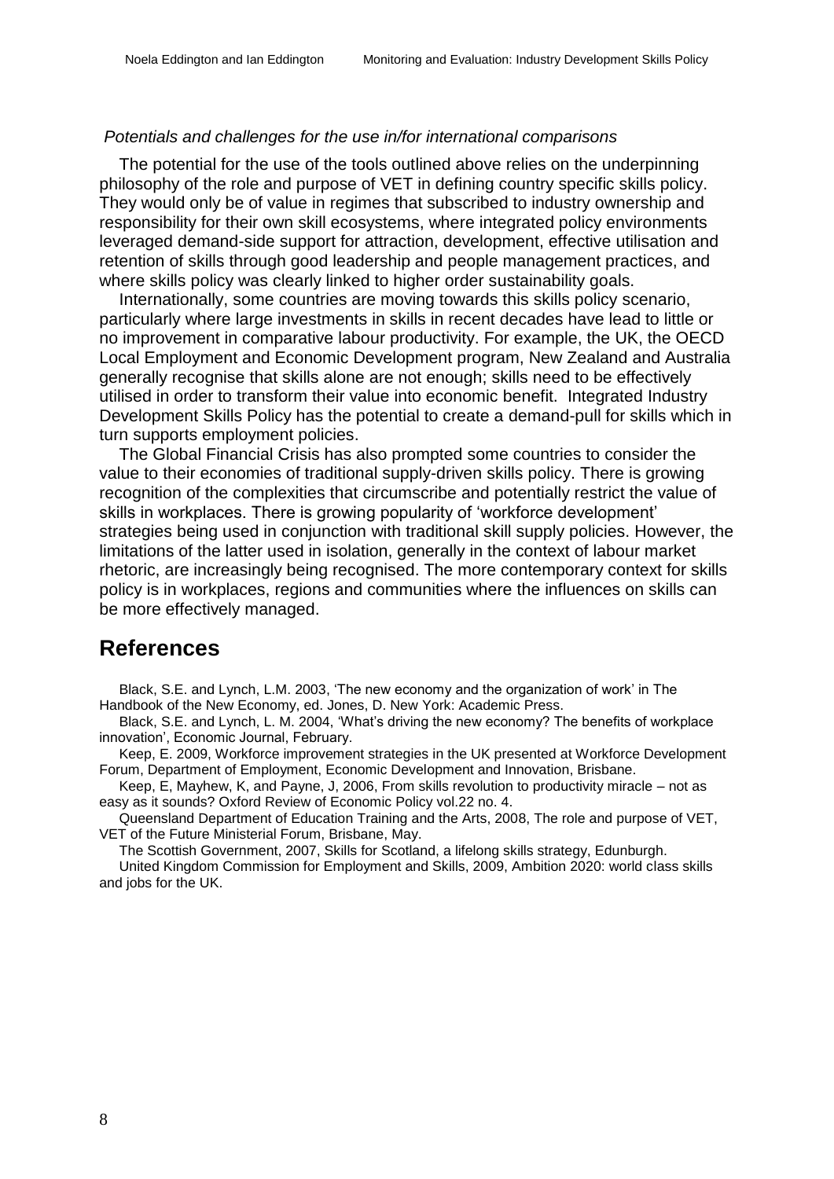*Potentials and challenges for the use in/for international comparisons*

The potential for the use of the tools outlined above relies on the underpinning philosophy of the role and purpose of VET in defining country specific skills policy. They would only be of value in regimes that subscribed to industry ownership and responsibility for their own skill ecosystems, where integrated policy environments leveraged demand-side support for attraction, development, effective utilisation and retention of skills through good leadership and people management practices, and where skills policy was clearly linked to higher order sustainability goals.

Internationally, some countries are moving towards this skills policy scenario, particularly where large investments in skills in recent decades have lead to little or no improvement in comparative labour productivity. For example, the UK, the OECD Local Employment and Economic Development program, New Zealand and Australia generally recognise that skills alone are not enough; skills need to be effectively utilised in order to transform their value into economic benefit. Integrated Industry Development Skills Policy has the potential to create a demand-pull for skills which in turn supports employment policies.

The Global Financial Crisis has also prompted some countries to consider the value to their economies of traditional supply-driven skills policy. There is growing recognition of the complexities that circumscribe and potentially restrict the value of skills in workplaces. There is growing popularity of 'workforce development' strategies being used in conjunction with traditional skill supply policies. However, the limitations of the latter used in isolation, generally in the context of labour market rhetoric, are increasingly being recognised. The more contemporary context for skills policy is in workplaces, regions and communities where the influences on skills can be more effectively managed.

# References

Black, S.E. and Lynch, L.M. 2003, 'The new economy and the organization of work' in The Handbook of the New Economy, ed. Jones, D. New York: Academic Press.

Black, S.E. and Lynch, L. M. 2004, 'What's driving the new economy? The benefits of workplace innovation', Economic Journal, February.

Keep, E. 2009, Workforce improvement strategies in the UK presented at Workforce Development Forum, Department of Employment, Economic Development and Innovation, Brisbane.

Keep, E, Mayhew, K, and Payne, J, 2006, From skills revolution to productivity miracle – not as easy as it sounds? Oxford Review of Economic Policy vol.22 no. 4.

Queensland Department of Education Training and the Arts, 2008, The role and purpose of VET, VET of the Future Ministerial Forum, Brisbane, May.

The Scottish Government, 2007, Skills for Scotland, a lifelong skills strategy, Edunburgh.

United Kingdom Commission for Employment and Skills, 2009, Ambition 2020: world class skills and jobs for the UK.